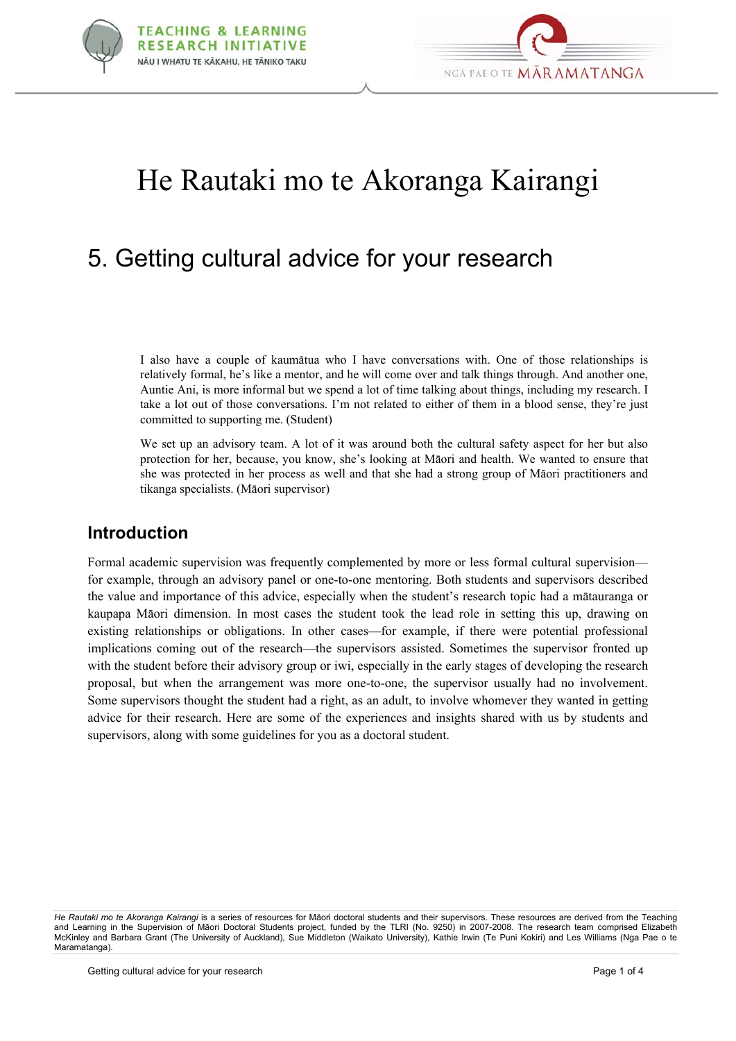# He Rautaki mo te Akoranga Kairangi

## 5. Getting cultural advice for your research

> I also have a couple of kaumātua who I have conversations with. One of those relationships is relatively formal, he's like a mentor, and he will come over and talk things through. And another one, Auntie Ani, is more informal but we spend a lot of time talking about things, including my research. I take a lot out of those conversations. I'm not related to either of them in a blood sense, they're just committed to supporting me. (Student)

> We set up an advisory team. A lot of it was around both the cultural safety aspect for her but also protection for her, because, you know, she's looking at Māori and health. We wanted to ensure that she was protected in her process as well and that she had a strong group of Māori practitioners and tikanga specialists. (Māori supervisor)

### Introduction

Formal academic supervision was frequently complemented by more or less formal cultural supervision—for example, through an advisory panel or one-to-one mentoring. Both students and supervisors described the value and importance of this advice, especially when the student's research topic had a mātauranga or kaupapa Māori dimension. In most cases the student took the lead role in setting this up, drawing on existing relationships or obligations. In other cases—for example, if there were potential professional implications coming out of the research—the supervisors assisted. Sometimes the supervisor fronted up with the student before their advisory group or iwi, especially in the early stages of developing the research proposal, but when the arrangement was more one-to-one, the supervisor usually had no involvement. Some supervisors thought the student had a right, as an adult, to involve whomever they wanted in getting advice for their research. Here are some of the experiences and insights shared with us by students and supervisors, along with some guidelines for you as a doctoral student.

*He Rautaki mo te Akoranga Kairangi* is a series of resources for Māori doctoral students and their supervisors. These resources are derived from the Teaching and Learning in the Supervision of Māori Doctoral Students project, funded by the TLRI (No. 9250) in 2007-2008. The research team comprised Elizabeth McKinley and Barbara Grant (The University of Auckland), Sue Middleton (Waikato University), Kathie Irwin (Te Puni Kokiri) and Les Williams (Nga Pae o te Maramatanga).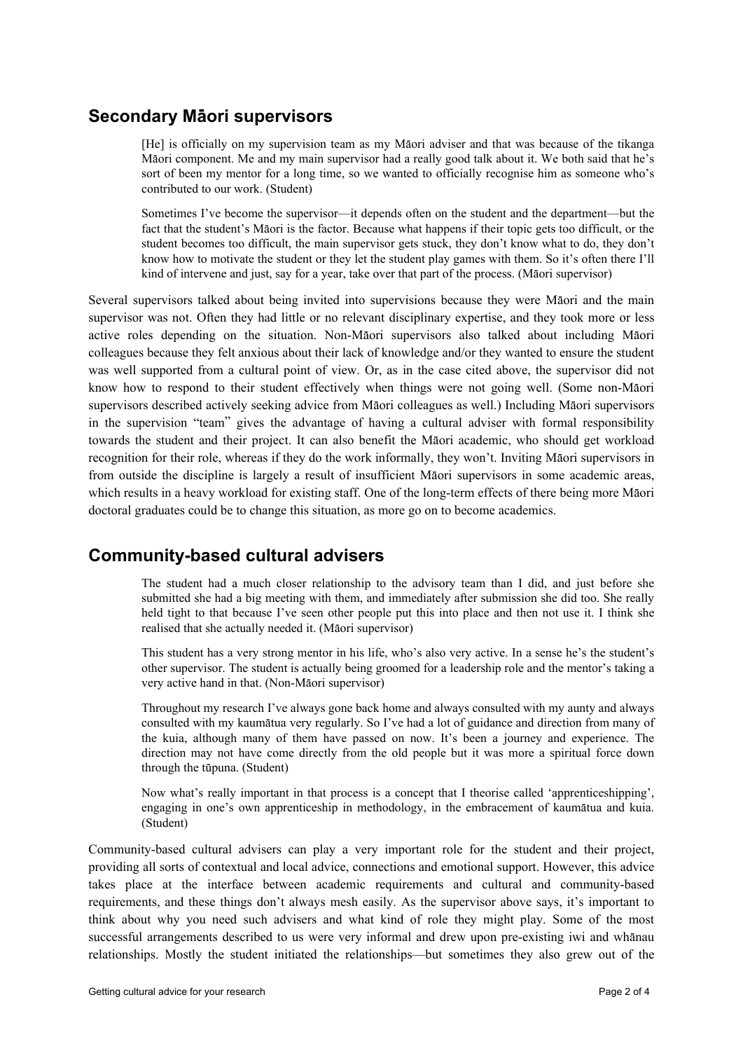## Secondary Māori supervisors

> [He] is officially on my supervision team as my Māori adviser and that was because of the tikanga Māori component. Me and my main supervisor had a really good talk about it. We both said that he's sort of been my mentor for a long time, so we wanted to officially recognise him as someone who's contributed to our work. (Student)

> Sometimes I've become the supervisor—it depends often on the student and the department—but the fact that the student's Māori is the factor. Because what happens if their topic gets too difficult, or the student becomes too difficult, the main supervisor gets stuck, they don't know what to do, they don't know how to motivate the student or they let the student play games with them. So it's often there I'll kind of intervene and just, say for a year, take over that part of the process. (Māori supervisor)

Several supervisors talked about being invited into supervisions because they were Māori and the main supervisor was not. Often they had little or no relevant disciplinary expertise, and they took more or less active roles depending on the situation. Non-Māori supervisors also talked about including Māori colleagues because they felt anxious about their lack of knowledge and/or they wanted to ensure the student was well supported from a cultural point of view. Or, as in the case cited above, the supervisor did not know how to respond to their student effectively when things were not going well. (Some non-Māori supervisors described actively seeking advice from Māori colleagues as well.) Including Māori supervisors in the supervision "team" gives the advantage of having a cultural adviser with formal responsibility towards the student and their project. It can also benefit the Māori academic, who should get workload recognition for their role, whereas if they do the work informally, they won't. Inviting Māori supervisors in from outside the discipline is largely a result of insufficient Māori supervisors in some academic areas, which results in a heavy workload for existing staff. One of the long-term effects of there being more Māori doctoral graduates could be to change this situation, as more go on to become academics.

## Community-based cultural advisers

> The student had a much closer relationship to the advisory team than I did, and just before she submitted she had a big meeting with them, and immediately after submission she did too. She really held tight to that because I've seen other people put this into place and then not use it. I think she realised that she actually needed it. (Māori supervisor)

> This student has a very strong mentor in his life, who's also very active. In a sense he's the student's other supervisor. The student is actually being groomed for a leadership role and the mentor's taking a very active hand in that. (Non-Māori supervisor)

> Throughout my research I've always gone back home and always consulted with my aunty and always consulted with my kaumātua very regularly. So I've had a lot of guidance and direction from many of the kuia, although many of them have passed on now. It's been a journey and experience. The direction may not have come directly from the old people but it was more a spiritual force down through the tūpuna. (Student)

> Now what's really important in that process is a concept that I theorise called 'apprenticeshipping', engaging in one's own apprenticeship in methodology, in the embracement of kaumātua and kuia. (Student)

Community-based cultural advisers can play a very important role for the student and their project, providing all sorts of contextual and local advice, connections and emotional support. However, this advice takes place at the interface between academic requirements and cultural and community-based requirements, and these things don't always mesh easily. As the supervisor above says, it's important to think about why you need such advisers and what kind of role they might play. Some of the most successful arrangements described to us were very informal and drew upon pre-existing iwi and whānau relationships. Mostly the student initiated the relationships—but sometimes they also grew out of the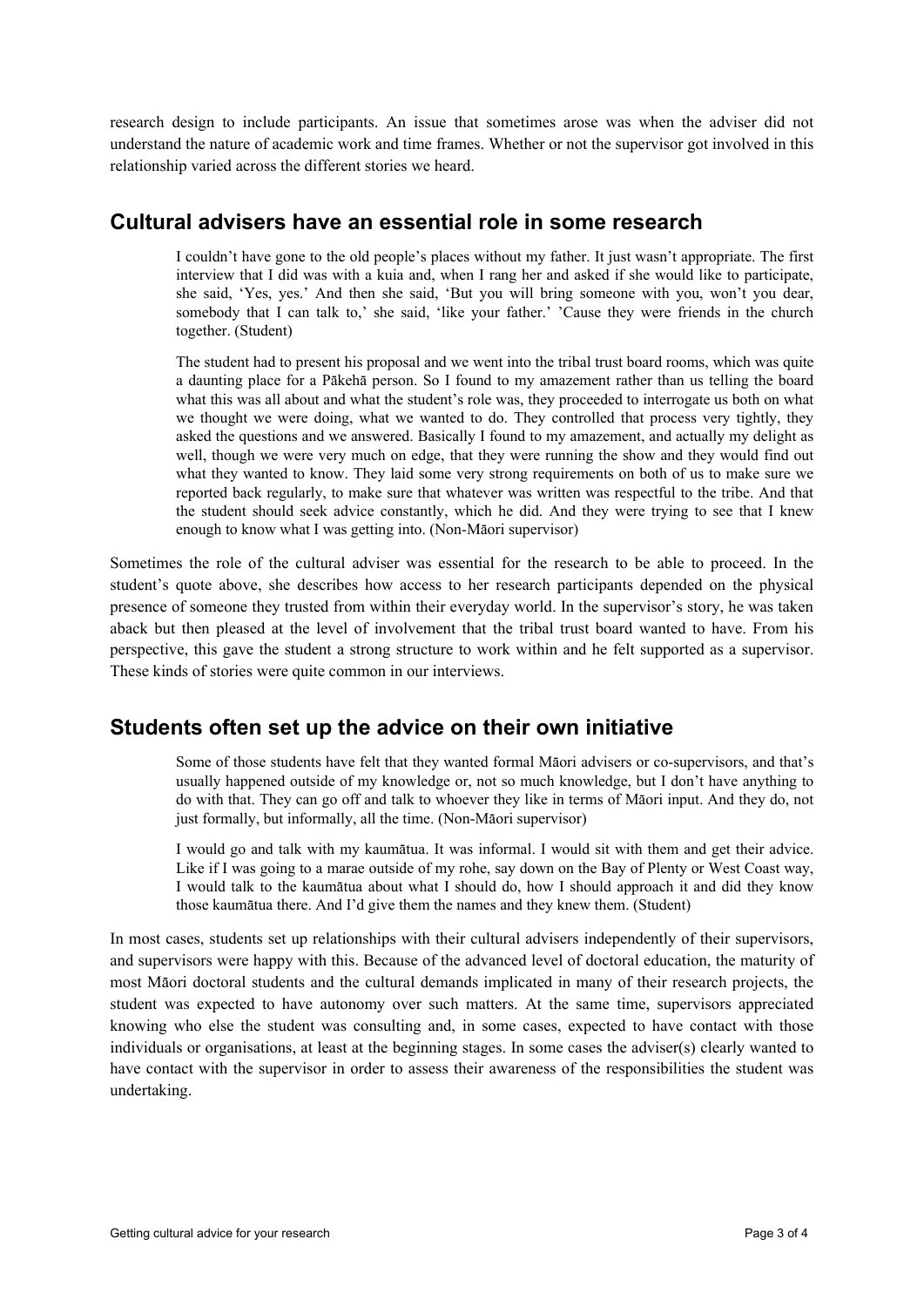research design to include participants. An issue that sometimes arose was when the adviser did not understand the nature of academic work and time frames. Whether or not the supervisor got involved in this relationship varied across the different stories we heard.

## Cultural advisers have an essential role in some research

> I couldn't have gone to the old people's places without my father. It just wasn't appropriate. The first interview that I did was with a kuia and, when I rang her and asked if she would like to participate, she said, 'Yes, yes.' And then she said, 'But you will bring someone with you, won't you dear, somebody that I can talk to,' she said, 'like your father.' 'Cause they were friends in the church together. (Student)

> The student had to present his proposal and we went into the tribal trust board rooms, which was quite a daunting place for a Pākehā person. So I found to my amazement rather than us telling the board what this was all about and what the student's role was, they proceeded to interrogate us both on what we thought we were doing, what we wanted to do. They controlled that process very tightly, they asked the questions and we answered. Basically I found to my amazement, and actually my delight as well, though we were very much on edge, that they were running the show and they would find out what they wanted to know. They laid some very strong requirements on both of us to make sure we reported back regularly, to make sure that whatever was written was respectful to the tribe. And that the student should seek advice constantly, which he did. And they were trying to see that I knew enough to know what I was getting into. (Non-Māori supervisor)

Sometimes the role of the cultural adviser was essential for the research to be able to proceed. In the student's quote above, she describes how access to her research participants depended on the physical presence of someone they trusted from within their everyday world. In the supervisor's story, he was taken aback but then pleased at the level of involvement that the tribal trust board wanted to have. From his perspective, this gave the student a strong structure to work within and he felt supported as a supervisor. These kinds of stories were quite common in our interviews.

## Students often set up the advice on their own initiative

> Some of those students have felt that they wanted formal Māori advisers or co-supervisors, and that's usually happened outside of my knowledge or, not so much knowledge, but I don't have anything to do with that. They can go off and talk to whoever they like in terms of Māori input. And they do, not just formally, but informally, all the time. (Non-Māori supervisor)

> I would go and talk with my kaumātua. It was informal. I would sit with them and get their advice. Like if I was going to a marae outside of my rohe, say down on the Bay of Plenty or West Coast way, I would talk to the kaumātua about what I should do, how I should approach it and did they know those kaumātua there. And I'd give them the names and they knew them. (Student)

In most cases, students set up relationships with their cultural advisers independently of their supervisors, and supervisors were happy with this. Because of the advanced level of doctoral education, the maturity of most Māori doctoral students and the cultural demands implicated in many of their research projects, the student was expected to have autonomy over such matters. At the same time, supervisors appreciated knowing who else the student was consulting and, in some cases, expected to have contact with those individuals or organisations, at least at the beginning stages. In some cases the adviser(s) clearly wanted to have contact with the supervisor in order to assess their awareness of the responsibilities the student was undertaking.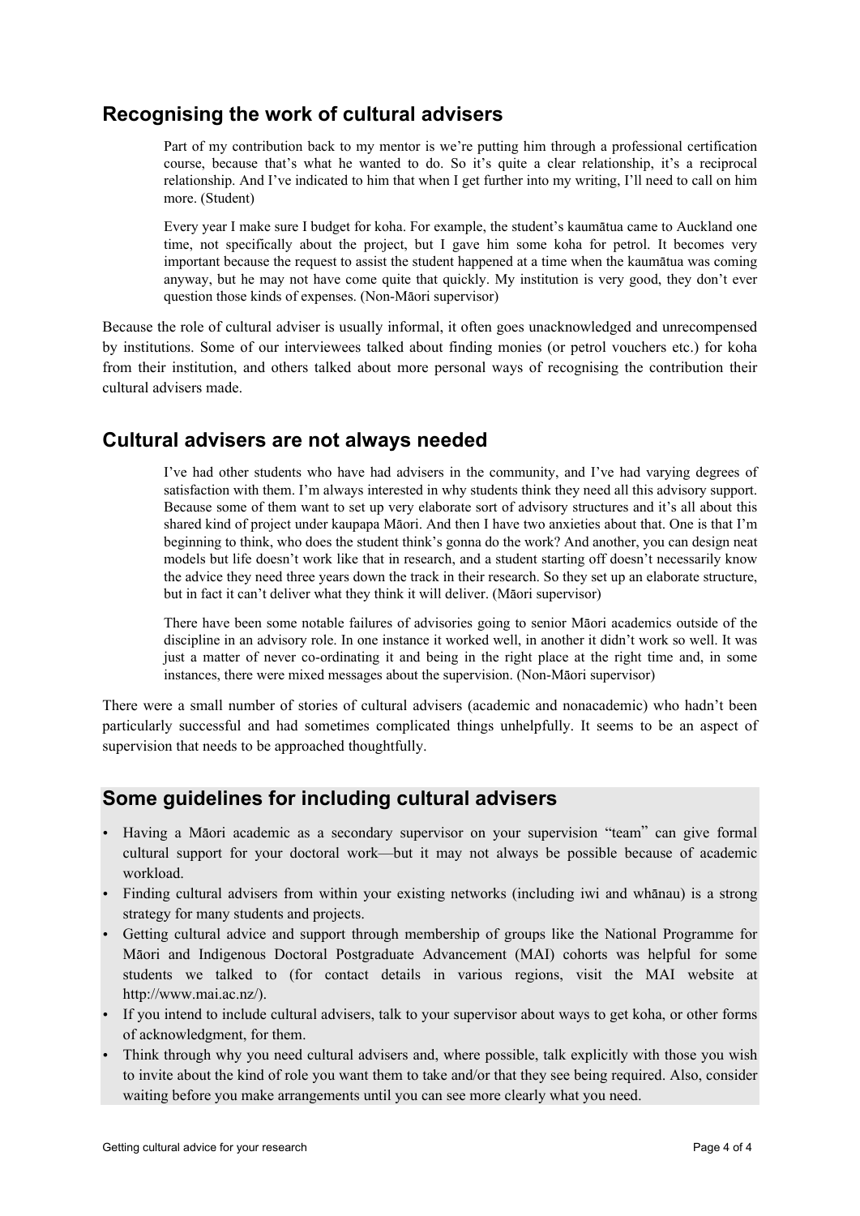## Recognising the work of cultural advisers

> Part of my contribution back to my mentor is we're putting him through a professional certification course, because that's what he wanted to do. So it's quite a clear relationship, it's a reciprocal relationship. And I've indicated to him that when I get further into my writing, I'll need to call on him more. (Student)

> Every year I make sure I budget for koha. For example, the student's kaumātua came to Auckland one time, not specifically about the project, but I gave him some koha for petrol. It becomes very important because the request to assist the student happened at a time when the kaumātua was coming anyway, but he may not have come quite that quickly. My institution is very good, they don't ever question those kinds of expenses. (Non-Māori supervisor)

Because the role of cultural adviser is usually informal, it often goes unacknowledged and unrecompensed by institutions. Some of our interviewees talked about finding monies (or petrol vouchers etc.) for koha from their institution, and others talked about more personal ways of recognising the contribution their cultural advisers made.

## Cultural advisers are not always needed

> I've had other students who have had advisers in the community, and I've had varying degrees of satisfaction with them. I'm always interested in why students think they need all this advisory support. Because some of them want to set up very elaborate sort of advisory structures and it's all about this shared kind of project under kaupapa Māori. And then I have two anxieties about that. One is that I'm beginning to think, who does the student think's gonna do the work? And another, you can design neat models but life doesn't work like that in research, and a student starting off doesn't necessarily know the advice they need three years down the track in their research. So they set up an elaborate structure, but in fact it can't deliver what they think it will deliver. (Māori supervisor)

> There have been some notable failures of advisories going to senior Māori academics outside of the discipline in an advisory role. In one instance it worked well, in another it didn't work so well. It was just a matter of never co-ordinating it and being in the right place at the right time and, in some instances, there were mixed messages about the supervision. (Non-Māori supervisor)

There were a small number of stories of cultural advisers (academic and nonacademic) who hadn't been particularly successful and had sometimes complicated things unhelpfully. It seems to be an aspect of supervision that needs to be approached thoughtfully.

## Some guidelines for including cultural advisers

- Having a Māori academic as a secondary supervisor on your supervision "team" can give formal cultural support for your doctoral work—but it may not always be possible because of academic workload.
- Finding cultural advisers from within your existing networks (including iwi and whānau) is a strong strategy for many students and projects.
- Getting cultural advice and support through membership of groups like the National Programme for Māori and Indigenous Doctoral Postgraduate Advancement (MAI) cohorts was helpful for some students we talked to (for contact details in various regions, visit the MAI website at http://www.mai.ac.nz/).
- If you intend to include cultural advisers, talk to your supervisor about ways to get koha, or other forms of acknowledgment, for them.
- Think through why you need cultural advisers and, where possible, talk explicitly with those you wish to invite about the kind of role you want them to take and/or that they see being required. Also, consider waiting before you make arrangements until you can see more clearly what you need.